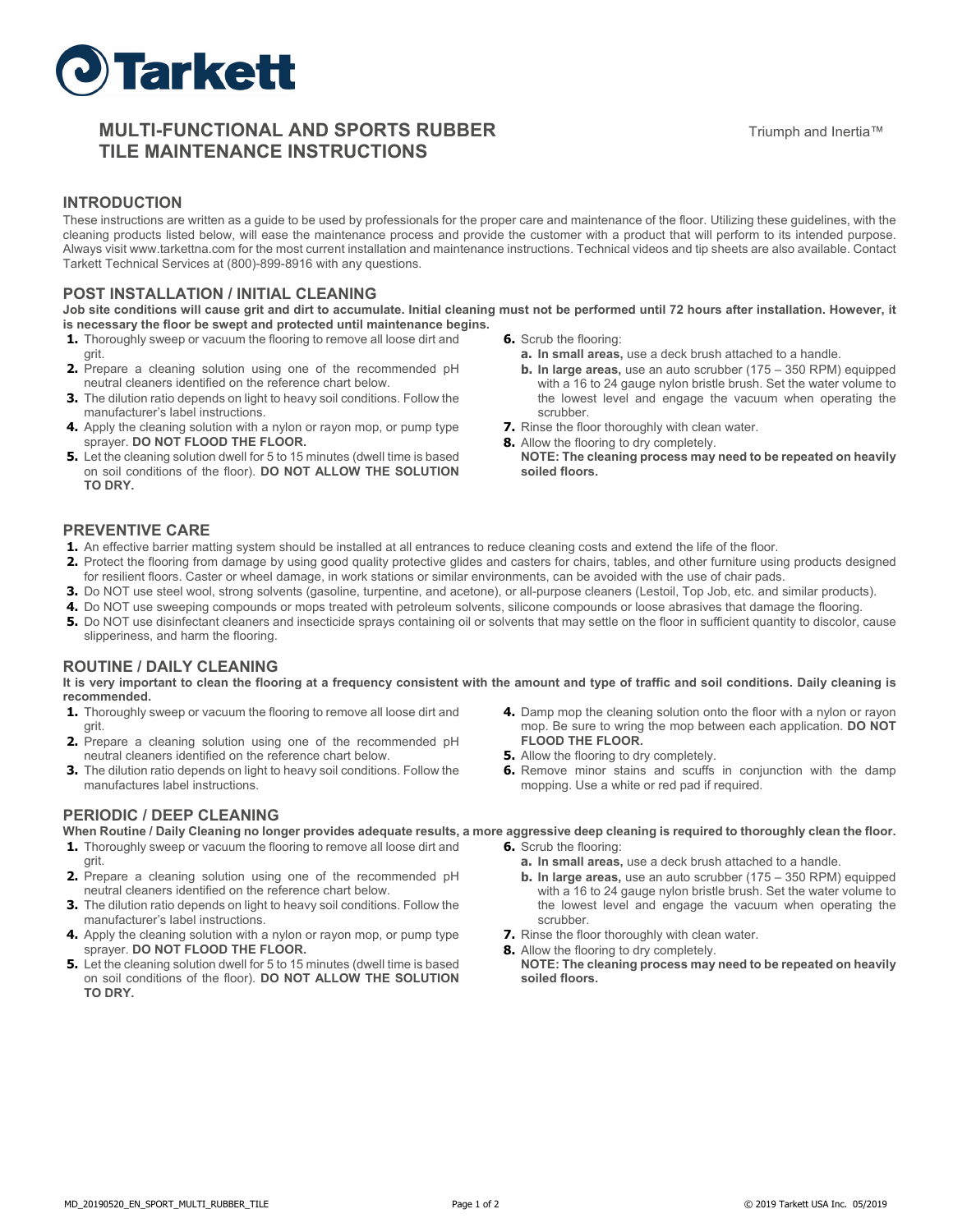Tarkett

# MULTI-FUNCTIONAL AND SPORTS RUBBER TILE MAINTENANCE INSTRUCTIONS

Triumph and Inertia™

## INTRODUCTION

These instructions are written as a guide to be used by professionals for the proper care and maintenance of the floor. Utilizing these guidelines, with the cleaning products listed below, will ease the maintenance process and provide the customer with a product that will perform to its intended purpose. Always visit www.tarkettna.com for the most current installation and maintenance instructions. Technical videos and tip sheets are also available. Contact Tarkett Technical Services at (800)-899-8916 with any questions.

## POST INSTALLATION / INITIAL CLEANING

**Job site conditions will cause grit and dirt to accumulate. Initial cleaning must not be performed until 72 hours after installation. However, it is necessary the floor be swept and protected until maintenance begins.**

1. Thoroughly sweep or vacuum the flooring to remove all loose dirt and grit.
2. Prepare a cleaning solution using one of the recommended pH neutral cleaners identified on the reference chart below.
3. The dilution ratio depends on light to heavy soil conditions. Follow the manufacturer's label instructions.
4. Apply the cleaning solution with a nylon or rayon mop, or pump type sprayer. **DO NOT FLOOD THE FLOOR.**
5. Let the cleaning solution dwell for 5 to 15 minutes (dwell time is based on soil conditions of the floor). **DO NOT ALLOW THE SOLUTION TO DRY.**
6. Scrub the flooring:
   a. **In small areas,** use a deck brush attached to a handle.
   b. **In large areas,** use an auto scrubber (175 – 350 RPM) equipped with a 16 to 24 gauge nylon bristle brush. Set the water volume to the lowest level and engage the vacuum when operating the scrubber.
7. Rinse the floor thoroughly with clean water.
8. Allow the flooring to dry completely.
   **NOTE: The cleaning process may need to be repeated on heavily soiled floors.**

## PREVENTIVE CARE

1. An effective barrier matting system should be installed at all entrances to reduce cleaning costs and extend the life of the floor.
2. Protect the flooring from damage by using good quality protective glides and casters for chairs, tables, and other furniture using products designed for resilient floors. Caster or wheel damage, in work stations or similar environments, can be avoided with the use of chair pads.
3. Do NOT use steel wool, strong solvents (gasoline, turpentine, and acetone), or all-purpose cleaners (Lestoil, Top Job, etc. and similar products).
4. Do NOT use sweeping compounds or mops treated with petroleum solvents, silicone compounds or loose abrasives that damage the flooring.
5. Do NOT use disinfectant cleaners and insecticide sprays containing oil or solvents that may settle on the floor in sufficient quantity to discolor, cause slipperiness, and harm the flooring.

## ROUTINE / DAILY CLEANING

**It is very important to clean the flooring at a frequency consistent with the amount and type of traffic and soil conditions. Daily cleaning is recommended.**

1. Thoroughly sweep or vacuum the flooring to remove all loose dirt and grit.
2. Prepare a cleaning solution using one of the recommended pH neutral cleaners identified on the reference chart below.
3. The dilution ratio depends on light to heavy soil conditions. Follow the manufactures label instructions.
4. Damp mop the cleaning solution onto the floor with a nylon or rayon mop. Be sure to wring the mop between each application. **DO NOT FLOOD THE FLOOR.**
5. Allow the flooring to dry completely.
6. Remove minor stains and scuffs in conjunction with the damp mopping. Use a white or red pad if required.

## PERIODIC / DEEP CLEANING

**When Routine / Daily Cleaning no longer provides adequate results, a more aggressive deep cleaning is required to thoroughly clean the floor.**

1. Thoroughly sweep or vacuum the flooring to remove all loose dirt and grit.
2. Prepare a cleaning solution using one of the recommended pH neutral cleaners identified on the reference chart below.
3. The dilution ratio depends on light to heavy soil conditions. Follow the manufacturer's label instructions.
4. Apply the cleaning solution with a nylon or rayon mop, or pump type sprayer. **DO NOT FLOOD THE FLOOR.**
5. Let the cleaning solution dwell for 5 to 15 minutes (dwell time is based on soil conditions of the floor). **DO NOT ALLOW THE SOLUTION TO DRY.**
6. Scrub the flooring:
   a. **In small areas,** use a deck brush attached to a handle.
   b. **In large areas,** use an auto scrubber (175 – 350 RPM) equipped with a 16 to 24 gauge nylon bristle brush. Set the water volume to the lowest level and engage the vacuum when operating the scrubber.
7. Rinse the floor thoroughly with clean water.
8. Allow the flooring to dry completely.
   **NOTE: The cleaning process may need to be repeated on heavily soiled floors.**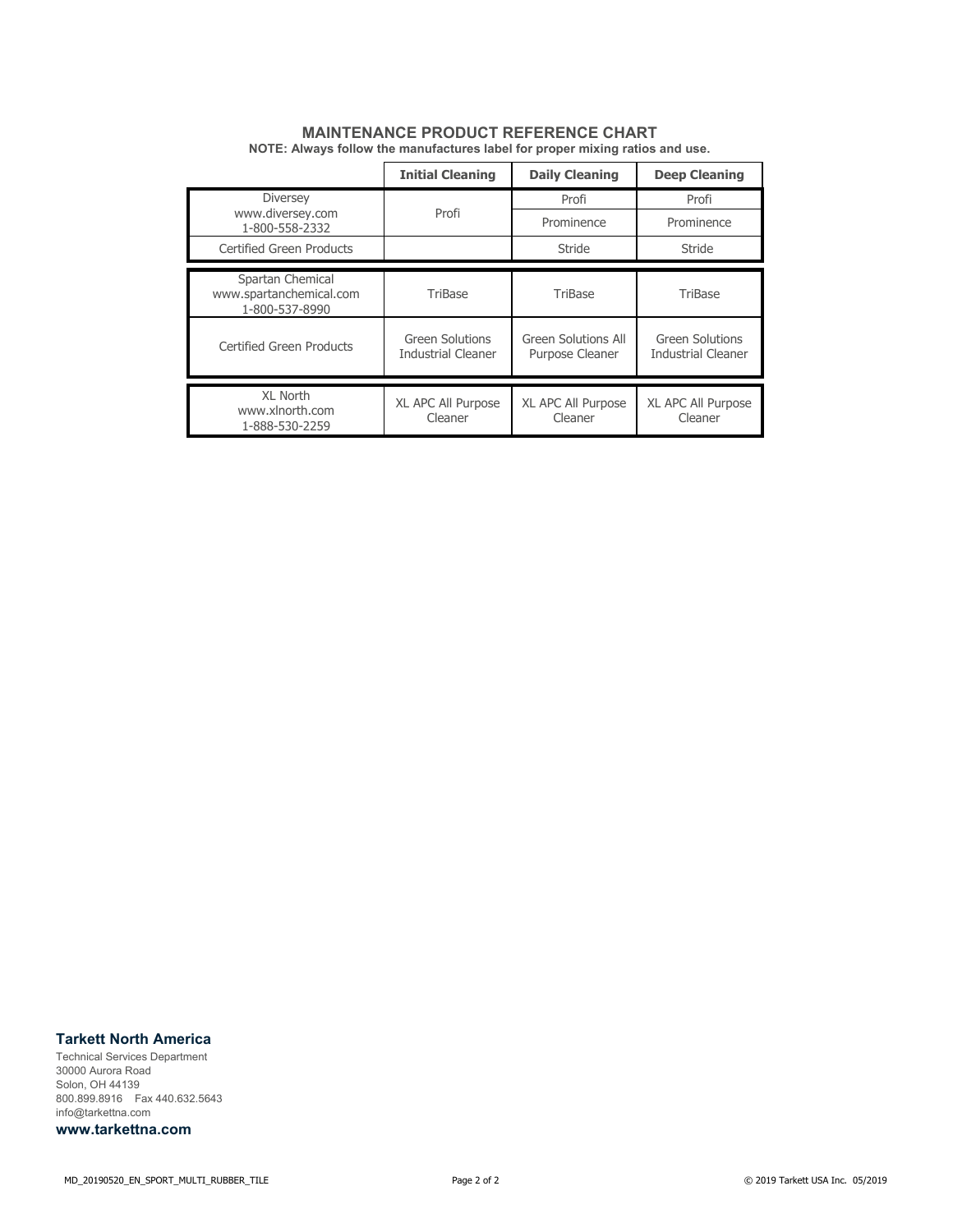## MAINTENANCE PRODUCT REFERENCE CHART

**NOTE: Always follow the manufactures label for proper mixing ratios and use.**

| | Initial Cleaning | Daily Cleaning | Deep Cleaning |
|---|---|---|---|
| Diversey<br>www.diversey.com<br>1-800-558-2332 | Profi | Profi | Profi |
| | | Prominence | Prominence |
| Certified Green Products | | Stride | Stride |
| Spartan Chemical<br>www.spartanchemical.com<br>1-800-537-8990 | TriBase | TriBase | TriBase |
| Certified Green Products | Green Solutions Industrial Cleaner | Green Solutions All Purpose Cleaner | Green Solutions Industrial Cleaner |
| XL North<br>www.xlnorth.com<br>1-888-530-2259 | XL APC All Purpose Cleaner | XL APC All Purpose Cleaner | XL APC All Purpose Cleaner |

**Tarkett North America**

Technical Services Department
30000 Aurora Road
Solon, OH 44139
800.899.8916 Fax 440.632.5643
info@tarkettna.com

**www.tarkettna.com**

MD_20190520_EN_SPORT_MULTI_RUBBER_TILE

© 2019 Tarkett USA Inc. 05/2019